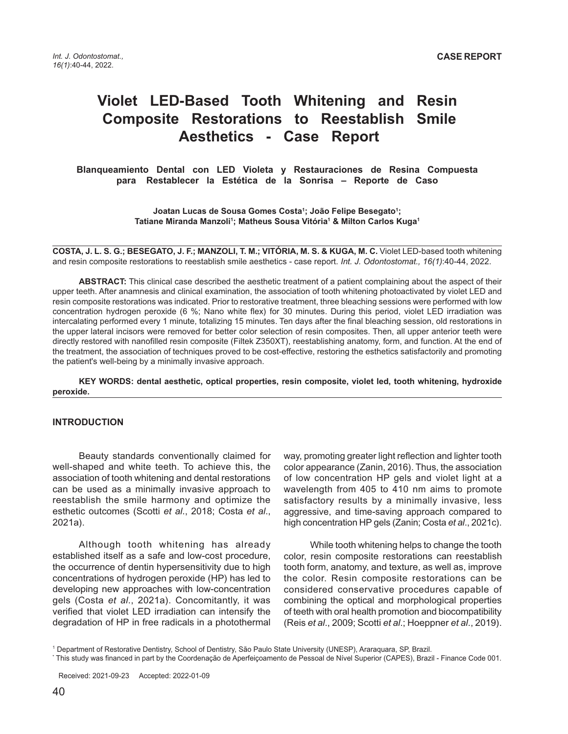CASE REPORT

# Violet LED-Based Tooth Whitening and Resin Composite Restorations to Reestablish Smile Aesthetics - Case Report

## Blanqueamiento Dental con LED Violeta y Restauraciones de Resina Compuesta para Restablecer la Estética de la Sonrisa – Reporte de Caso

**Joatan Lucas de Sousa Gomes Costa[1]; João Felipe Besegato[1]; Tatiane Miranda Manzoli[1]; Matheus Sousa Vitória[1] & Milton Carlos Kuga[1]**

**COSTA, J. L. S. G.; BESEGATO, J. F.; MANZOLI, T. M.; VITÓRIA, M. S. & KUGA, M. C.** Violet LED-based tooth whitening and resin composite restorations to reestablish smile aesthetics - case report. *Int. J. Odontostomat., 16(1)*:40-44, 2022.

**ABSTRACT:** This clinical case described the aesthetic treatment of a patient complaining about the aspect of their upper teeth. After anamnesis and clinical examination, the association of tooth whitening photoactivated by violet LED and resin composite restorations was indicated. Prior to restorative treatment, three bleaching sessions were performed with low concentration hydrogen peroxide (6 %; Nano white flex) for 30 minutes. During this period, violet LED irradiation was intercalating performed every 1 minute, totalizing 15 minutes. Ten days after the final bleaching session, old restorations in the upper lateral incisors were removed for better color selection of resin composites. Then, all upper anterior teeth were directly restored with nanofilled resin composite (Filtek Z350XT), reestablishing anatomy, form, and function. At the end of the treatment, the association of techniques proved to be cost-effective, restoring the esthetics satisfactorily and promoting the patient's well-being by a minimally invasive approach.

**KEY WORDS: dental aesthetic, optical properties, resin composite, violet led, tooth whitening, hydroxide peroxide.**

## INTRODUCTION

Beauty standards conventionally claimed for well-shaped and white teeth. To achieve this, the association of tooth whitening and dental restorations can be used as a minimally invasive approach to reestablish the smile harmony and optimize the esthetic outcomes (Scotti *et al*., 2018; Costa *et al*., 2021a).

Although tooth whitening has already established itself as a safe and low-cost procedure, the occurrence of dentin hypersensitivity due to high concentrations of hydrogen peroxide (HP) has led to developing new approaches with low-concentration gels (Costa *et al*., 2021a). Concomitantly, it was verified that violet LED irradiation can intensify the degradation of HP in free radicals in a photothermal way, promoting greater light reflection and lighter tooth color appearance (Zanin, 2016). Thus, the association of low concentration HP gels and violet light at a wavelength from 405 to 410 nm aims to promote satisfactory results by a minimally invasive, less aggressive, and time-saving approach compared to high concentration HP gels (Zanin; Costa *et al*., 2021c).

While tooth whitening helps to change the tooth color, resin composite restorations can reestablish tooth form, anatomy, and texture, as well as, improve the color. Resin composite restorations can be considered conservative procedures capable of combining the optical and morphological properties of teeth with oral health promotion and biocompatibility (Reis *et al*., 2009; Scotti *et al*.; Hoeppner *et al*., 2019).

[1] Department of Restorative Dentistry, School of Dentistry, São Paulo State University (UNESP), Araraquara, SP, Brazil.
[*] This study was financed in part by the Coordenação de Aperfeiçoamento de Pessoal de Nível Superior (CAPES), Brazil - Finance Code 001.

Received: 2021-09-23 Accepted: 2022-01-09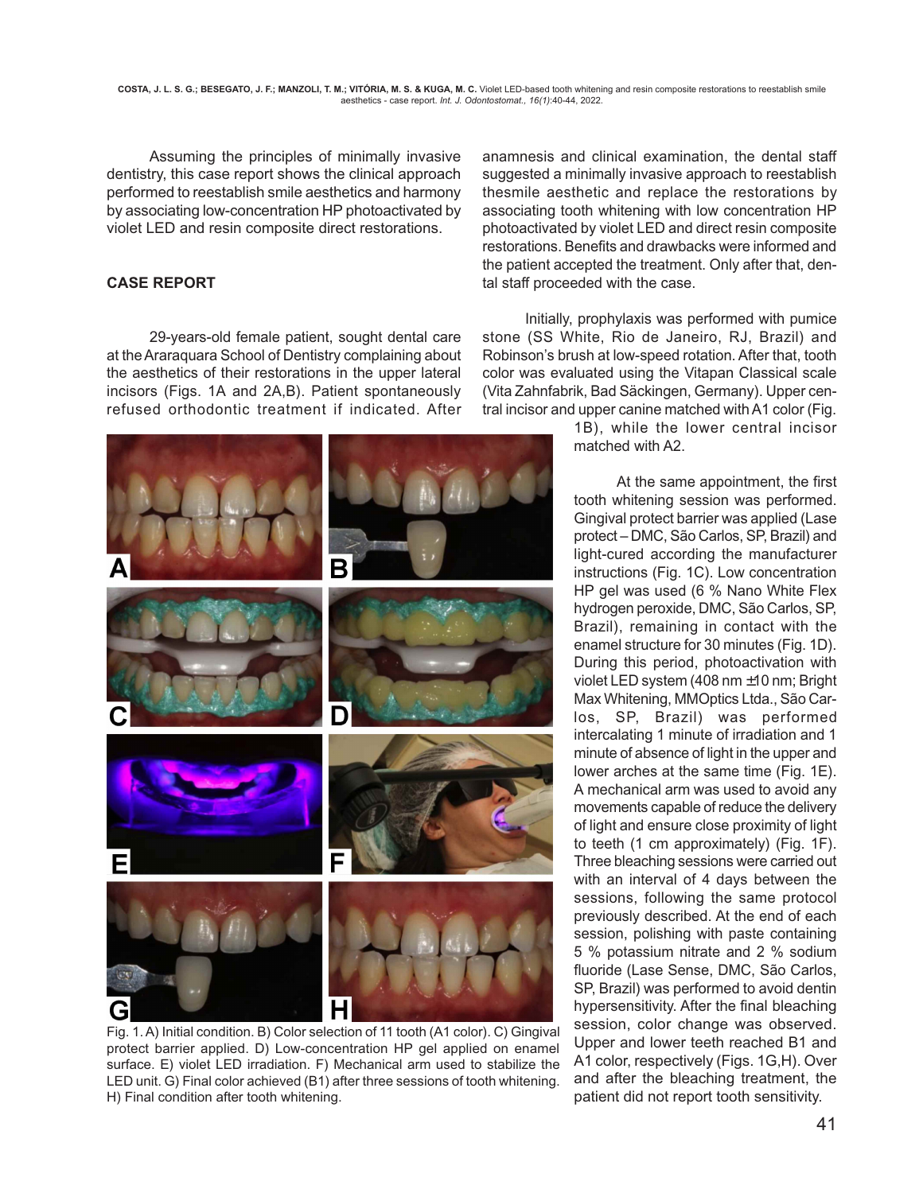Assuming the principles of minimally invasive dentistry, this case report shows the clinical approach performed to reestablish smile aesthetics and harmony by associating low-concentration HP photoactivated by violet LED and resin composite direct restorations.

## CASE REPORT

29-years-old female patient, sought dental care at the Araraquara School of Dentistry complaining about the aesthetics of their restorations in the upper lateral incisors (Figs. 1A and 2A,B). Patient spontaneously refused orthodontic treatment if indicated. After anamnesis and clinical examination, the dental staff suggested a minimally invasive approach to reestablish thesmile aesthetic and replace the restorations by associating tooth whitening with low concentration HP photoactivated by violet LED and direct resin composite restorations. Benefits and drawbacks were informed and the patient accepted the treatment. Only after that, dental staff proceeded with the case.

Initially, prophylaxis was performed with pumice stone (SS White, Rio de Janeiro, RJ, Brazil) and Robinson's brush at low-speed rotation. After that, tooth color was evaluated using the Vitapan Classical scale (Vita Zahnfabrik, Bad Säckingen, Germany). Upper central incisor and upper canine matched with A1 color (Fig. 1B), while the lower central incisor matched with A2.

At the same appointment, the first tooth whitening session was performed. Gingival protect barrier was applied (Lase protect – DMC, São Carlos, SP, Brazil) and light-cured according the manufacturer instructions (Fig. 1C). Low concentration HP gel was used (6 % Nano White Flex hydrogen peroxide, DMC, São Carlos, SP, Brazil), remaining in contact with the enamel structure for 30 minutes (Fig. 1D). During this period, photoactivation with violet LED system (408 nm ±10 nm; Bright Max Whitening, MMOptics Ltda., São Carlos, SP, Brazil) was performed intercalating 1 minute of irradiation and 1 minute of absence of light in the upper and lower arches at the same time (Fig. 1E). A mechanical arm was used to avoid any movements capable of reduce the delivery of light and ensure close proximity of light to teeth (1 cm approximately) (Fig. 1F). Three bleaching sessions were carried out with an interval of 4 days between the sessions, following the same protocol previously described. At the end of each session, polishing with paste containing 5 % potassium nitrate and 2 % sodium fluoride (Lase Sense, DMC, São Carlos, SP, Brazil) was performed to avoid dentin hypersensitivity. After the final bleaching session, color change was observed. Upper and lower teeth reached B1 and A1 color, respectively (Figs. 1G,H). Over and after the bleaching treatment, the patient did not report tooth sensitivity.

Fig. 1. A) Initial condition. B) Color selection of 11 tooth (A1 color). C) Gingival protect barrier applied. D) Low-concentration HP gel applied on enamel surface. E) violet LED irradiation. F) Mechanical arm used to stabilize the LED unit. G) Final color achieved (B1) after three sessions of tooth whitening. H) Final condition after tooth whitening.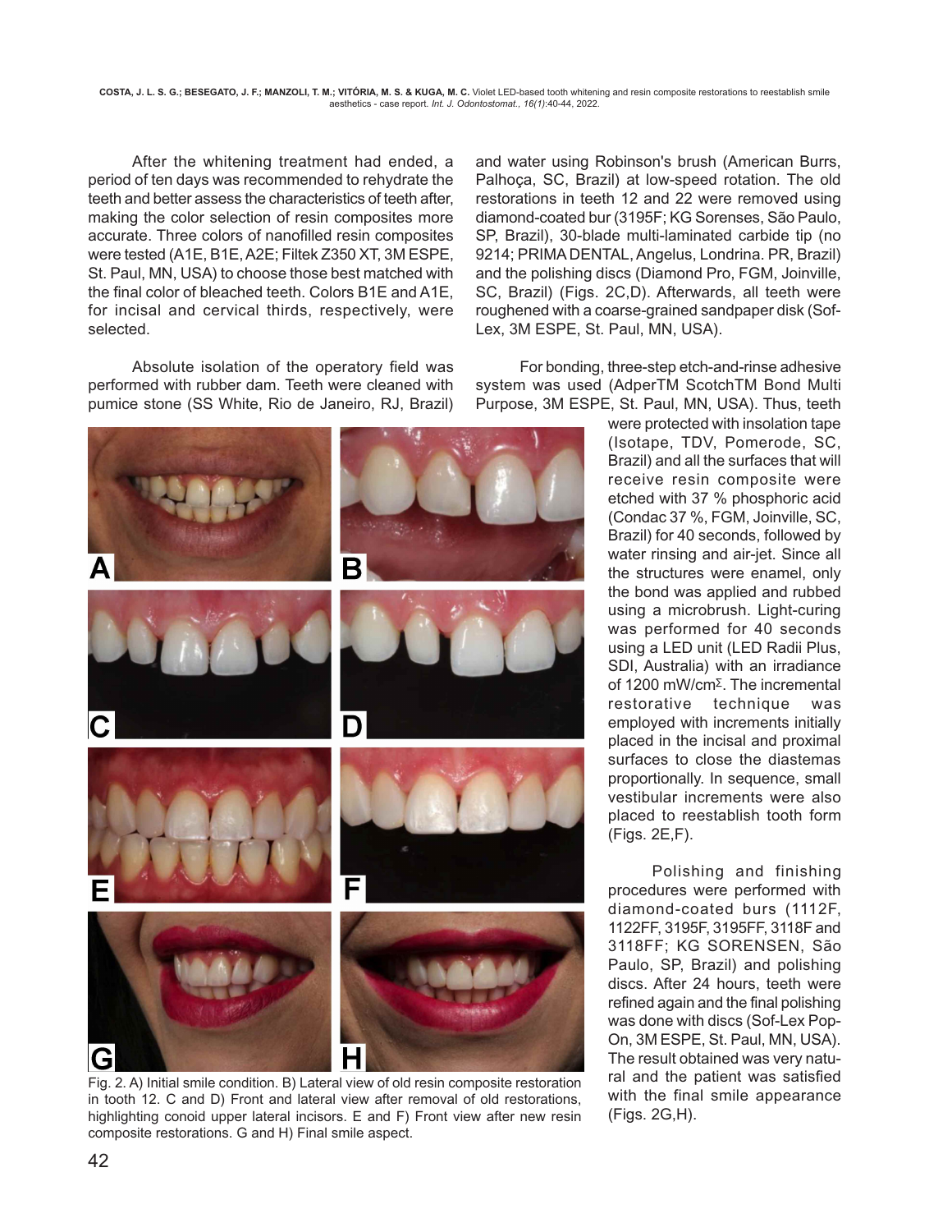After the whitening treatment had ended, a period of ten days was recommended to rehydrate the teeth and better assess the characteristics of teeth after, making the color selection of resin composites more accurate. Three colors of nanofilled resin composites were tested (A1E, B1E, A2E; Filtek Z350 XT, 3M ESPE, St. Paul, MN, USA) to choose those best matched with the final color of bleached teeth. Colors B1E and A1E, for incisal and cervical thirds, respectively, were selected.

Absolute isolation of the operatory field was performed with rubber dam. Teeth were cleaned with pumice stone (SS White, Rio de Janeiro, RJ, Brazil) and water using Robinson's brush (American Burrs, Palhoça, SC, Brazil) at low-speed rotation. The old restorations in teeth 12 and 22 were removed using diamond-coated bur (3195F; KG Sorenses, São Paulo, SP, Brazil), 30-blade multi-laminated carbide tip (no 9214; PRIMA DENTAL, Angelus, Londrina. PR, Brazil) and the polishing discs (Diamond Pro, FGM, Joinville, SC, Brazil) (Figs. 2C,D). Afterwards, all teeth were roughened with a coarse-grained sandpaper disk (Sof-Lex, 3M ESPE, St. Paul, MN, USA).

For bonding, three-step etch-and-rinse adhesive system was used (AdperTM ScotchTM Bond Multi Purpose, 3M ESPE, St. Paul, MN, USA). Thus, teeth were protected with insolation tape (Isotape, TDV, Pomerode, SC, Brazil) and all the surfaces that will receive resin composite were etched with 37 % phosphoric acid (Condac 37 %, FGM, Joinville, SC, Brazil) for 40 seconds, followed by water rinsing and air-jet. Since all the structures were enamel, only the bond was applied and rubbed using a microbrush. Light-curing was performed for 40 seconds using a LED unit (LED Radii Plus, SDI, Australia) with an irradiance of 1200 mW/cm$^{\Sigma}$. The incremental restorative technique was employed with increments initially placed in the incisal and proximal surfaces to close the diastemas proportionally. In sequence, small vestibular increments were also placed to reestablish tooth form (Figs. 2E,F).

Fig. 2. A) Initial smile condition. B) Lateral view of old resin composite restoration in tooth 12. C and D) Front and lateral view after removal of old restorations, highlighting conoid upper lateral incisors. E and F) Front view after new resin composite restorations. G and H) Final smile aspect.

Polishing and finishing procedures were performed with diamond-coated burs (1112F, 1122FF, 3195F, 3195FF, 3118F and 3118FF; KG SORENSEN, São Paulo, SP, Brazil) and polishing discs. After 24 hours, teeth were refined again and the final polishing was done with discs (Sof-Lex Pop-On, 3M ESPE, St. Paul, MN, USA). The result obtained was very natural and the patient was satisfied with the final smile appearance (Figs. 2G,H).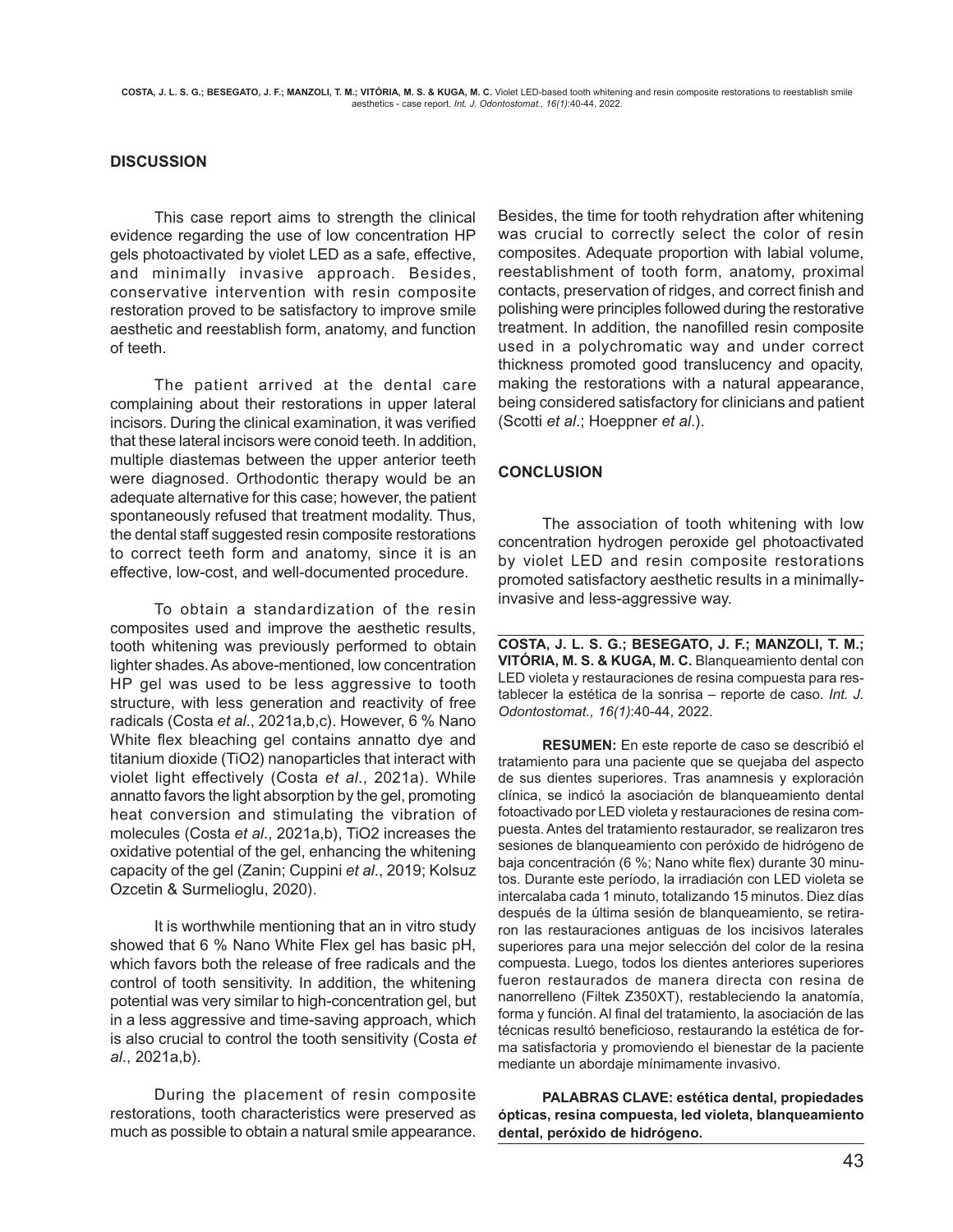## DISCUSSION

This case report aims to strength the clinical evidence regarding the use of low concentration HP gels photoactivated by violet LED as a safe, effective, and minimally invasive approach. Besides, conservative intervention with resin composite restoration proved to be satisfactory to improve smile aesthetic and reestablish form, anatomy, and function of teeth.

The patient arrived at the dental care complaining about their restorations in upper lateral incisors. During the clinical examination, it was verified that these lateral incisors were conoid teeth. In addition, multiple diastemas between the upper anterior teeth were diagnosed. Orthodontic therapy would be an adequate alternative for this case; however, the patient spontaneously refused that treatment modality. Thus, the dental staff suggested resin composite restorations to correct teeth form and anatomy, since it is an effective, low-cost, and well-documented procedure.

To obtain a standardization of the resin composites used and improve the aesthetic results, tooth whitening was previously performed to obtain lighter shades. As above-mentioned, low concentration HP gel was used to be less aggressive to tooth structure, with less generation and reactivity of free radicals (Costa *et al*., 2021a,b,c). However, 6 % Nano White flex bleaching gel contains annatto dye and titanium dioxide ($TiO_2$) nanoparticles that interact with violet light effectively (Costa *et al*., 2021a). While annatto favors the light absorption by the gel, promoting heat conversion and stimulating the vibration of molecules (Costa *et al*., 2021a,b), $TiO_2$ increases the oxidative potential of the gel, enhancing the whitening capacity of the gel (Zanin; Cuppini *et al*., 2019; Kolsuz Ozcetin & Surmelioglu, 2020).

It is worthwhile mentioning that an in vitro study showed that 6 % Nano White Flex gel has basic pH, which favors both the release of free radicals and the control of tooth sensitivity. In addition, the whitening potential was very similar to high-concentration gel, but in a less aggressive and time-saving approach, which is also crucial to control the tooth sensitivity (Costa *et al*., 2021a,b).

During the placement of resin composite restorations, tooth characteristics were preserved as much as possible to obtain a natural smile appearance. Besides, the time for tooth rehydration after whitening was crucial to correctly select the color of resin composites. Adequate proportion with labial volume, reestablishment of tooth form, anatomy, proximal contacts, preservation of ridges, and correct finish and polishing were principles followed during the restorative treatment. In addition, the nanofilled resin composite used in a polychromatic way and under correct thickness promoted good translucency and opacity, making the restorations with a natural appearance, being considered satisfactory for clinicians and patient (Scotti *et al*.; Hoeppner *et al*.).

## CONCLUSION

The association of tooth whitening with low concentration hydrogen peroxide gel photoactivated by violet LED and resin composite restorations promoted satisfactory aesthetic results in a minimally-invasive and less-aggressive way.

---

**COSTA, J. L. S. G.; BESEGATO, J. F.; MANZOLI, T. M.; VITÓRIA, M. S. & KUGA, M. C.** Blanqueamiento dental con LED violeta y restauraciones de resina compuesta para restablecer la estética de la sonrisa – reporte de caso. *Int. J. Odontostomat., 16(1)*:40-44, 2022.

**RESUMEN:** En este reporte de caso se describió el tratamiento para una paciente que se quejaba del aspecto de sus dientes superiores. Tras anamnesis y exploración clínica, se indicó la asociación de blanqueamiento dental fotoactivado por LED violeta y restauraciones de resina compuesta. Antes del tratamiento restaurador, se realizaron tres sesiones de blanqueamiento con peróxido de hidrógeno de baja concentración (6 %; Nano white flex) durante 30 minutos. Durante este período, la irradiación con LED violeta se intercalaba cada 1 minuto, totalizando 15 minutos. Diez días después de la última sesión de blanqueamiento, se retiraron las restauraciones antiguas de los incisivos laterales superiores para una mejor selección del color de la resina compuesta. Luego, todos los dientes anteriores superiores fueron restaurados de manera directa con resina de nanorrelleno (Filtek Z350XT), restableciendo la anatomía, forma y función. Al final del tratamiento, la asociación de las técnicas resultó beneficioso, restaurando la estética de forma satisfactoria y promoviendo el bienestar de la paciente mediante un abordaje mínimamente invasivo.

**PALABRAS CLAVE: estética dental, propiedades ópticas, resina compuesta, led violeta, blanqueamiento dental, peróxido de hidrógeno.**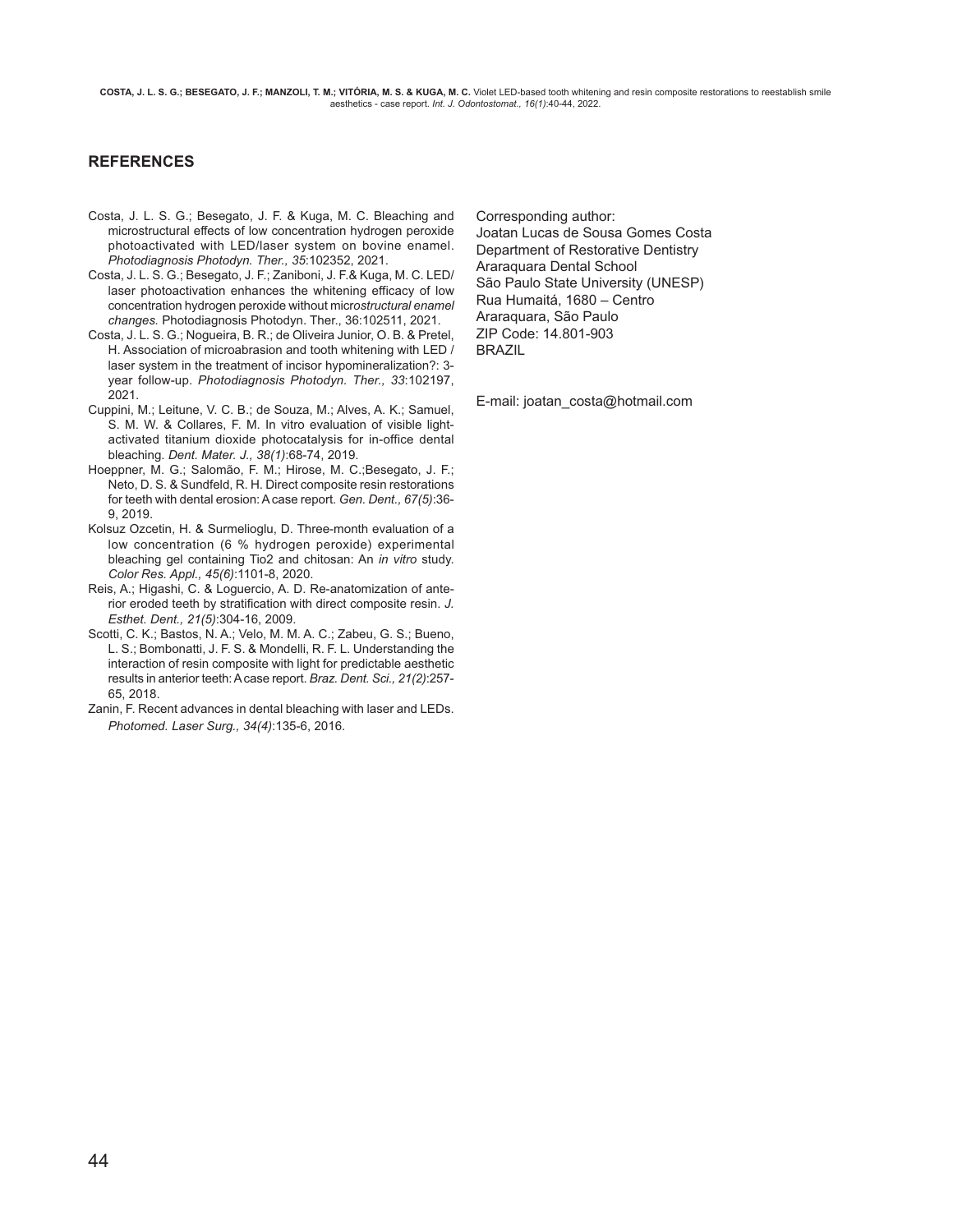## REFERENCES

Costa, J. L. S. G.; Besegato, J. F. & Kuga, M. C. Bleaching and microstructural effects of low concentration hydrogen peroxide photoactivated with LED/laser system on bovine enamel. *Photodiagnosis Photodyn. Ther., 35*:102352, 2021.

Costa, J. L. S. G.; Besegato, J. F.; Zaniboni, J. F.& Kuga, M. C. LED/laser photoactivation enhances the whitening efficacy of low concentration hydrogen peroxide without micr*ostructural enamel changes.* Photodiagnosis Photodyn. Ther., 36:102511, 2021.

Costa, J. L. S. G.; Nogueira, B. R.; de Oliveira Junior, O. B. & Pretel, H. Association of microabrasion and tooth whitening with LED / laser system in the treatment of incisor hypomineralization?: 3-year follow-up. *Photodiagnosis Photodyn. Ther., 33*:102197, 2021.

Cuppini, M.; Leitune, V. C. B.; de Souza, M.; Alves, A. K.; Samuel, S. M. W. & Collares, F. M. In vitro evaluation of visible light-activated titanium dioxide photocatalysis for in-office dental bleaching. *Dent. Mater. J., 38(1)*:68-74, 2019.

Hoeppner, M. G.; Salomão, F. M.; Hirose, M. C.;Besegato, J. F.; Neto, D. S. & Sundfeld, R. H. Direct composite resin restorations for teeth with dental erosion: A case report. *Gen. Dent., 67(5)*:36-9, 2019.

Kolsuz Ozcetin, H. & Surmelioglu, D. Three-month evaluation of a low concentration (6 % hydrogen peroxide) experimental bleaching gel containing Tio2 and chitosan: An *in vitro* study. *Color Res. Appl., 45(6)*:1101-8, 2020.

Reis, A.; Higashi, C. & Loguercio, A. D. Re-anatomization of anterior eroded teeth by stratification with direct composite resin. *J. Esthet. Dent., 21(5)*:304-16, 2009.

Scotti, C. K.; Bastos, N. A.; Velo, M. M. A. C.; Zabeu, G. S.; Bueno, L. S.; Bombonatti, J. F. S. & Mondelli, R. F. L. Understanding the interaction of resin composite with light for predictable aesthetic results in anterior teeth: A case report. *Braz. Dent. Sci., 21(2)*:257-65, 2018.

Zanin, F. Recent advances in dental bleaching with laser and LEDs. *Photomed. Laser Surg., 34(4)*:135-6, 2016.

Corresponding author:
Joatan Lucas de Sousa Gomes Costa
Department of Restorative Dentistry
Araraquara Dental School
São Paulo State University (UNESP)
Rua Humaitá, 1680 – Centro
Araraquara, São Paulo
ZIP Code: 14.801-903
BRAZIL

E-mail: joatan_costa@hotmail.com